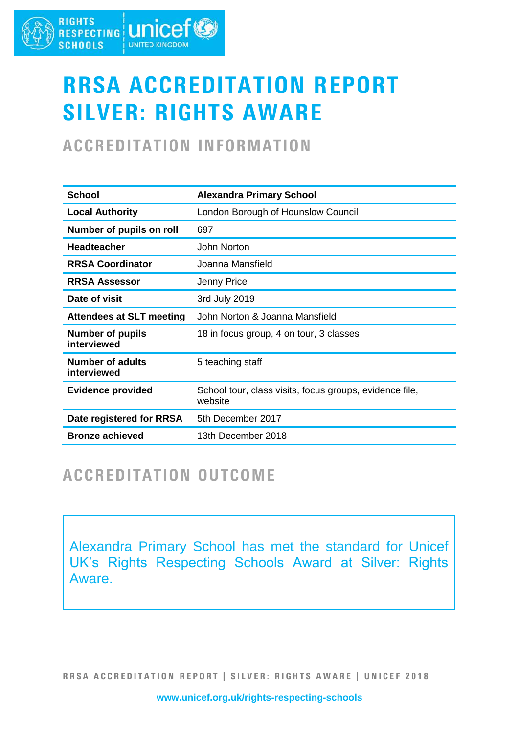# RRSA ACCREDITATION REPORT SILVER: RIGHTS AWARE

## ACCREDITATION INFORMATION

| School | Alexandra Primary School |
| --- | --- |
| Local Authority | London Borough of Hounslow Council |
| Number of pupils on roll | 697 |
| Headteacher | John Norton |
| RRSA Coordinator | Joanna Mansfield |
| RRSA Assessor | Jenny Price |
| Date of visit | 3rd July 2019 |
| Attendees at SLT meeting | John Norton & Joanna Mansfield |
| Number of pupils interviewed | 18 in focus group, 4 on tour, 3 classes |
| Number of adults interviewed | 5 teaching staff |
| Evidence provided | School tour, class visits, focus groups, evidence file, website |
| Date registered for RRSA | 5th December 2017 |
| Bronze achieved | 13th December 2018 |

## ACCREDITATION OUTCOME

Alexandra Primary School has met the standard for Unicef UK's Rights Respecting Schools Award at Silver: Rights Aware.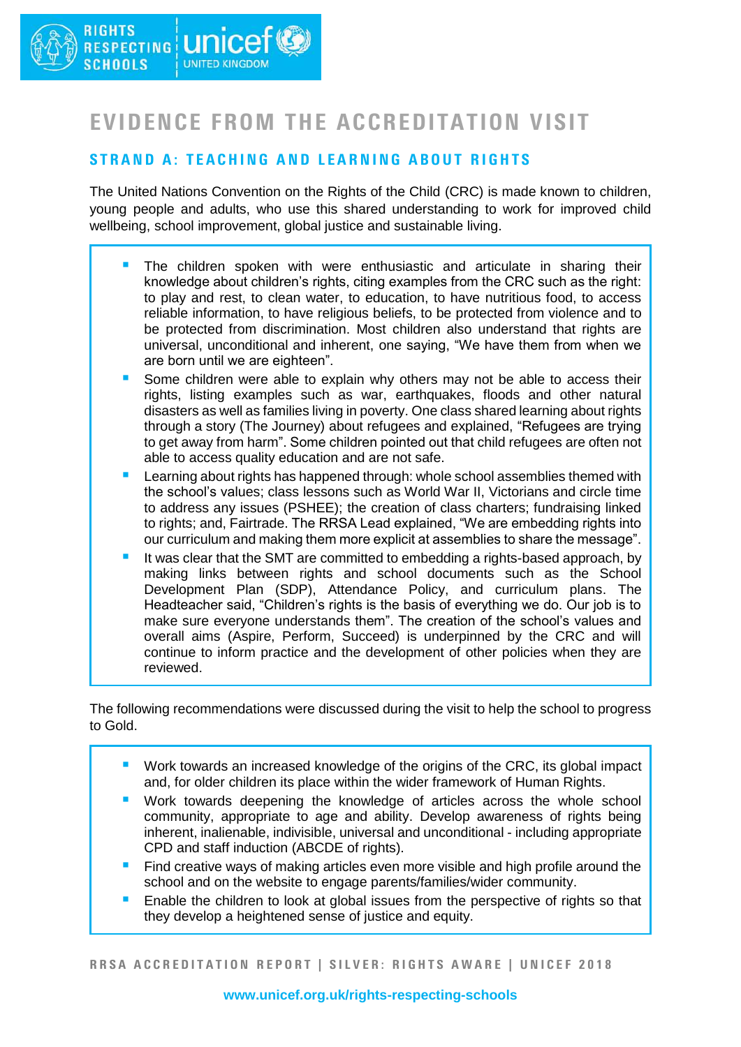# EVIDENCE FROM THE ACCREDITATION VISIT

## STRAND A: TEACHING AND LEARNING ABOUT RIGHTS

The United Nations Convention on the Rights of the Child (CRC) is made known to children, young people and adults, who use this shared understanding to work for improved child wellbeing, school improvement, global justice and sustainable living.

- The children spoken with were enthusiastic and articulate in sharing their knowledge about children's rights, citing examples from the CRC such as the right: to play and rest, to clean water, to education, to have nutritious food, to access reliable information, to have religious beliefs, to be protected from violence and to be protected from discrimination. Most children also understand that rights are universal, unconditional and inherent, one saying, "We have them from when we are born until we are eighteen".
- Some children were able to explain why others may not be able to access their rights, listing examples such as war, earthquakes, floods and other natural disasters as well as families living in poverty. One class shared learning about rights through a story (The Journey) about refugees and explained, "Refugees are trying to get away from harm". Some children pointed out that child refugees are often not able to access quality education and are not safe.
- Learning about rights has happened through: whole school assemblies themed with the school's values; class lessons such as World War II, Victorians and circle time to address any issues (PSHEE); the creation of class charters; fundraising linked to rights; and, Fairtrade. The RRSA Lead explained, "We are embedding rights into our curriculum and making them more explicit at assemblies to share the message".
- It was clear that the SMT are committed to embedding a rights-based approach, by making links between rights and school documents such as the School Development Plan (SDP), Attendance Policy, and curriculum plans. The Headteacher said, "Children's rights is the basis of everything we do. Our job is to make sure everyone understands them". The creation of the school's values and overall aims (Aspire, Perform, Succeed) is underpinned by the CRC and will continue to inform practice and the development of other policies when they are reviewed.

The following recommendations were discussed during the visit to help the school to progress to Gold.

- Work towards an increased knowledge of the origins of the CRC, its global impact and, for older children its place within the wider framework of Human Rights.
- Work towards deepening the knowledge of articles across the whole school community, appropriate to age and ability. Develop awareness of rights being inherent, inalienable, indivisible, universal and unconditional - including appropriate CPD and staff induction (ABCDE of rights).
- Find creative ways of making articles even more visible and high profile around the school and on the website to engage parents/families/wider community.
- Enable the children to look at global issues from the perspective of rights so that they develop a heightened sense of justice and equity.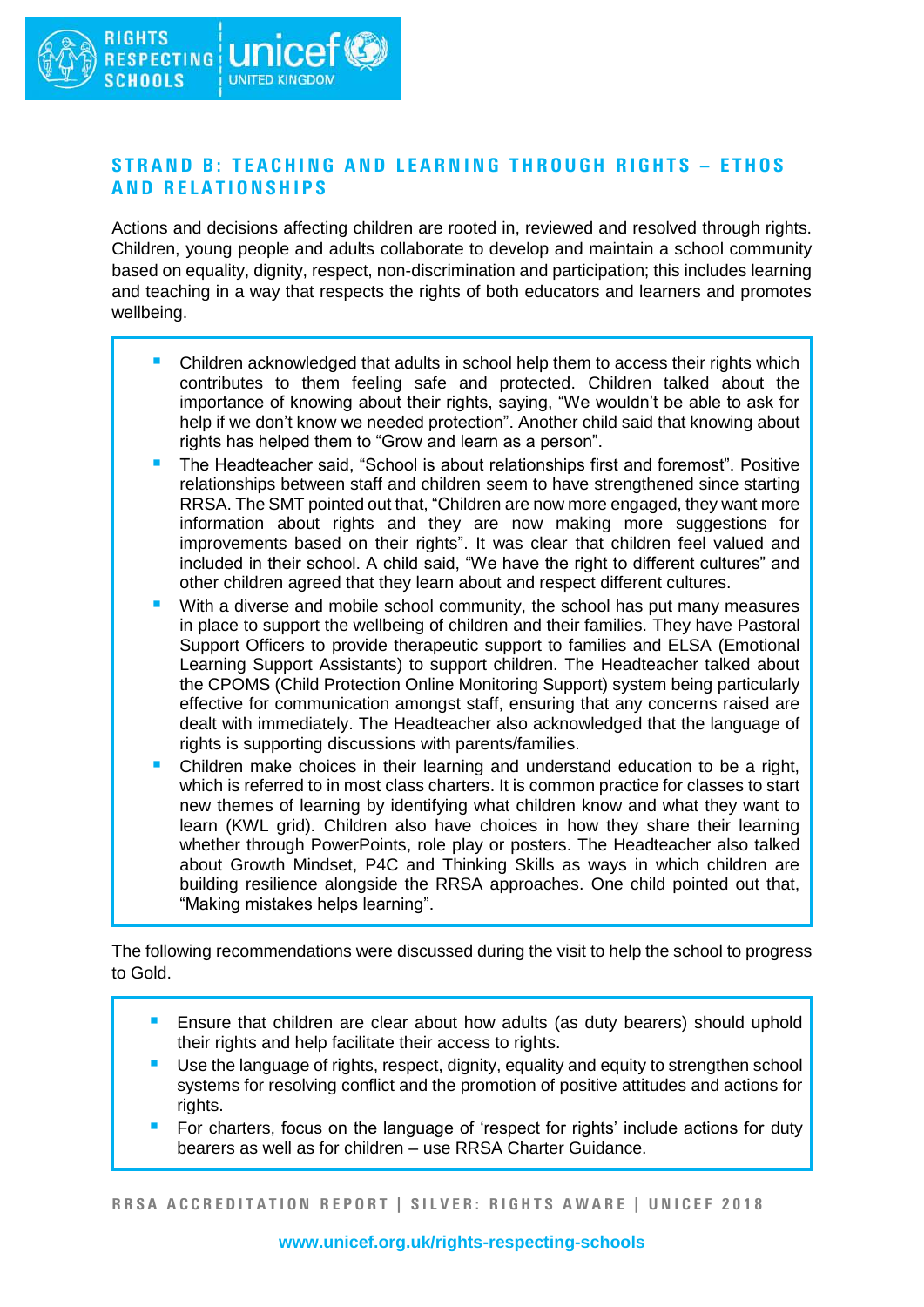## STRAND B: TEACHING AND LEARNING THROUGH RIGHTS – ETHOS AND RELATIONSHIPS

Actions and decisions affecting children are rooted in, reviewed and resolved through rights. Children, young people and adults collaborate to develop and maintain a school community based on equality, dignity, respect, non-discrimination and participation; this includes learning and teaching in a way that respects the rights of both educators and learners and promotes wellbeing.

- Children acknowledged that adults in school help them to access their rights which contributes to them feeling safe and protected. Children talked about the importance of knowing about their rights, saying, "We wouldn't be able to ask for help if we don't know we needed protection". Another child said that knowing about rights has helped them to "Grow and learn as a person".
- The Headteacher said, "School is about relationships first and foremost". Positive relationships between staff and children seem to have strengthened since starting RRSA. The SMT pointed out that, "Children are now more engaged, they want more information about rights and they are now making more suggestions for improvements based on their rights". It was clear that children feel valued and included in their school. A child said, "We have the right to different cultures" and other children agreed that they learn about and respect different cultures.
- With a diverse and mobile school community, the school has put many measures in place to support the wellbeing of children and their families. They have Pastoral Support Officers to provide therapeutic support to families and ELSA (Emotional Learning Support Assistants) to support children. The Headteacher talked about the CPOMS (Child Protection Online Monitoring Support) system being particularly effective for communication amongst staff, ensuring that any concerns raised are dealt with immediately. The Headteacher also acknowledged that the language of rights is supporting discussions with parents/families.
- Children make choices in their learning and understand education to be a right, which is referred to in most class charters. It is common practice for classes to start new themes of learning by identifying what children know and what they want to learn (KWL grid). Children also have choices in how they share their learning whether through PowerPoints, role play or posters. The Headteacher also talked about Growth Mindset, P4C and Thinking Skills as ways in which children are building resilience alongside the RRSA approaches. One child pointed out that, "Making mistakes helps learning".

The following recommendations were discussed during the visit to help the school to progress to Gold.

- Ensure that children are clear about how adults (as duty bearers) should uphold their rights and help facilitate their access to rights.
- Use the language of rights, respect, dignity, equality and equity to strengthen school systems for resolving conflict and the promotion of positive attitudes and actions for rights.
- For charters, focus on the language of 'respect for rights' include actions for duty bearers as well as for children – use RRSA Charter Guidance.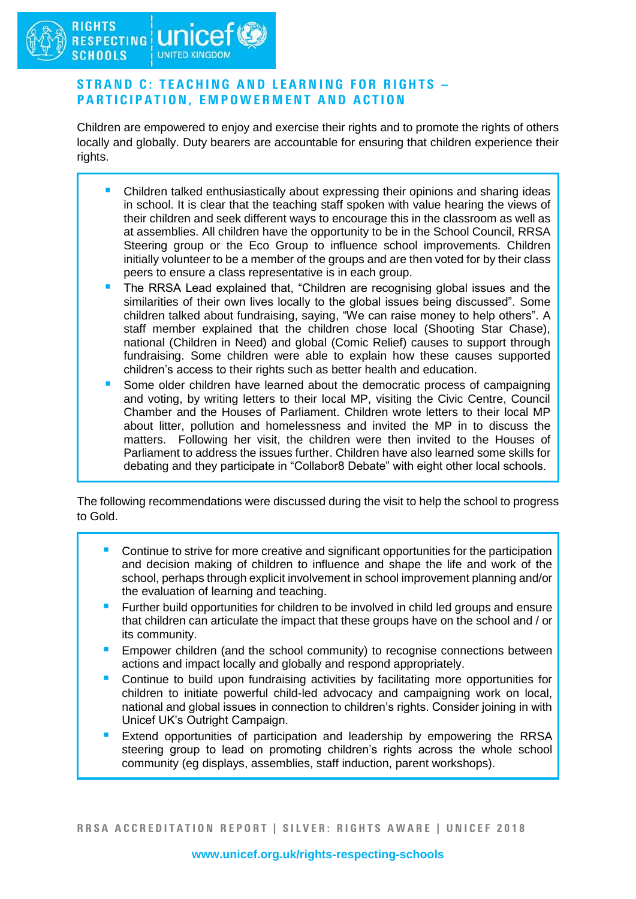## STRAND C: TEACHING AND LEARNING FOR RIGHTS – PARTICIPATION, EMPOWERMENT AND ACTION

Children are empowered to enjoy and exercise their rights and to promote the rights of others locally and globally. Duty bearers are accountable for ensuring that children experience their rights.

- Children talked enthusiastically about expressing their opinions and sharing ideas in school. It is clear that the teaching staff spoken with value hearing the views of their children and seek different ways to encourage this in the classroom as well as at assemblies. All children have the opportunity to be in the School Council, RRSA Steering group or the Eco Group to influence school improvements. Children initially volunteer to be a member of the groups and are then voted for by their class peers to ensure a class representative is in each group.
- The RRSA Lead explained that, "Children are recognising global issues and the similarities of their own lives locally to the global issues being discussed". Some children talked about fundraising, saying, "We can raise money to help others". A staff member explained that the children chose local (Shooting Star Chase), national (Children in Need) and global (Comic Relief) causes to support through fundraising. Some children were able to explain how these causes supported children's access to their rights such as better health and education.
- Some older children have learned about the democratic process of campaigning and voting, by writing letters to their local MP, visiting the Civic Centre, Council Chamber and the Houses of Parliament. Children wrote letters to their local MP about litter, pollution and homelessness and invited the MP in to discuss the matters. Following her visit, the children were then invited to the Houses of Parliament to address the issues further. Children have also learned some skills for debating and they participate in "Collabor8 Debate" with eight other local schools.

The following recommendations were discussed during the visit to help the school to progress to Gold.

- Continue to strive for more creative and significant opportunities for the participation and decision making of children to influence and shape the life and work of the school, perhaps through explicit involvement in school improvement planning and/or the evaluation of learning and teaching.
- Further build opportunities for children to be involved in child led groups and ensure that children can articulate the impact that these groups have on the school and / or its community.
- Empower children (and the school community) to recognise connections between actions and impact locally and globally and respond appropriately.
- Continue to build upon fundraising activities by facilitating more opportunities for children to initiate powerful child-led advocacy and campaigning work on local, national and global issues in connection to children's rights. Consider joining in with Unicef UK's Outright Campaign.
- Extend opportunities of participation and leadership by empowering the RRSA steering group to lead on promoting children's rights across the whole school community (eg displays, assemblies, staff induction, parent workshops).